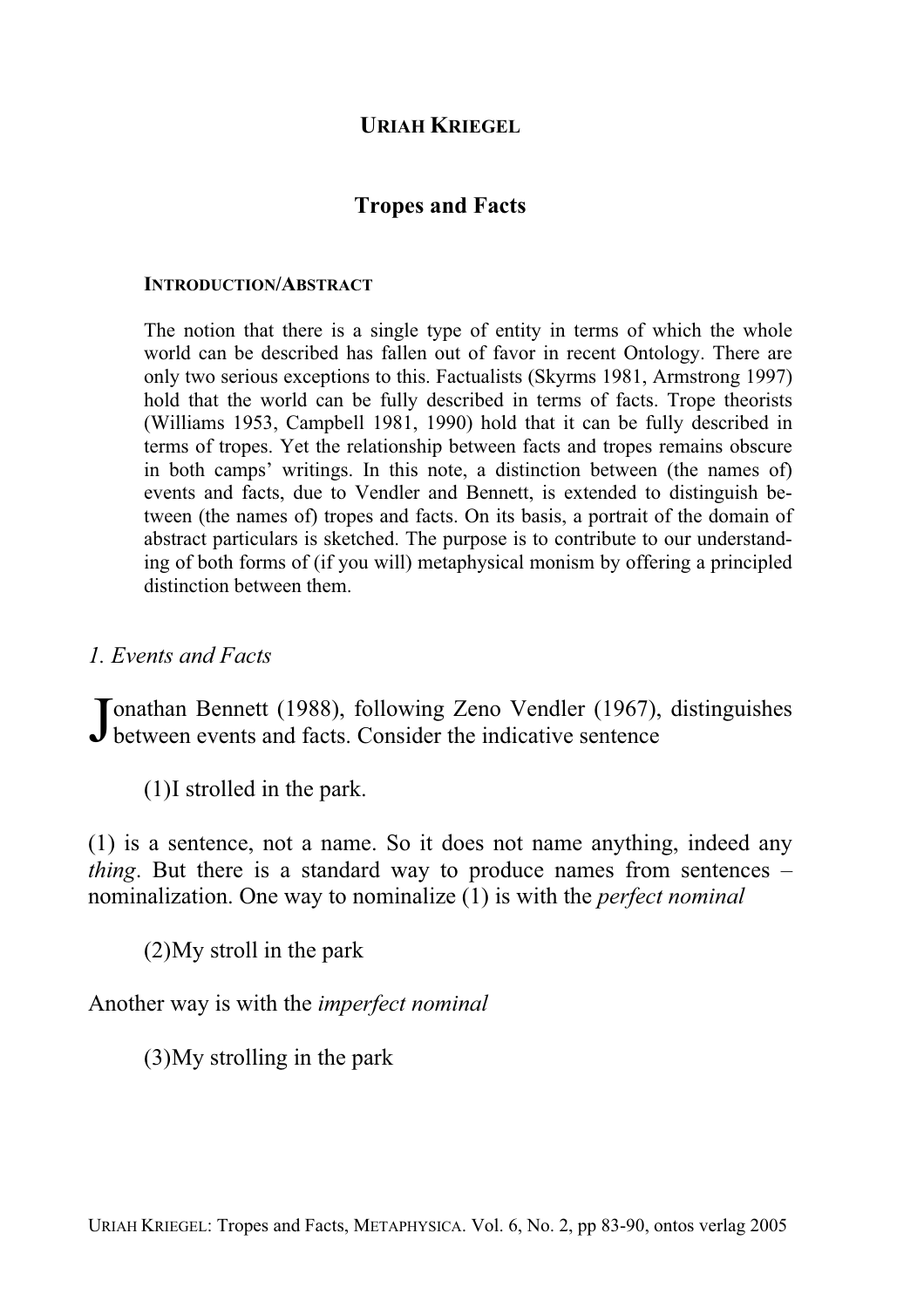**URIAH KRIEGEL**

# Tropes and Facts

**INTRODUCTION/ABSTRACT**

The notion that there is a single type of entity in terms of which the whole world can be described has fallen out of favor in recent Ontology. There are only two serious exceptions to this. Factualists (Skyrms 1981, Armstrong 1997) hold that the world can be fully described in terms of facts. Trope theorists (Williams 1953, Campbell 1981, 1990) hold that it can be fully described in terms of tropes. Yet the relationship between facts and tropes remains obscure in both camps' writings. In this note, a distinction between (the names of) events and facts, due to Vendler and Bennett, is extended to distinguish between (the names of) tropes and facts. On its basis, a portrait of the domain of abstract particulars is sketched. The purpose is to contribute to our understanding of both forms of (if you will) metaphysical monism by offering a principled distinction between them.

## *1. Events and Facts*

Jonathan Bennett (1988), following Zeno Vendler (1967), distinguishes between events and facts. Consider the indicative sentence

(1)I strolled in the park.

(1) is a sentence, not a name. So it does not name anything, indeed any *thing*. But there is a standard way to produce names from sentences – nominalization. One way to nominalize (1) is with the *perfect nominal*

(2)My stroll in the park

Another way is with the *imperfect nominal*

(3)My strolling in the park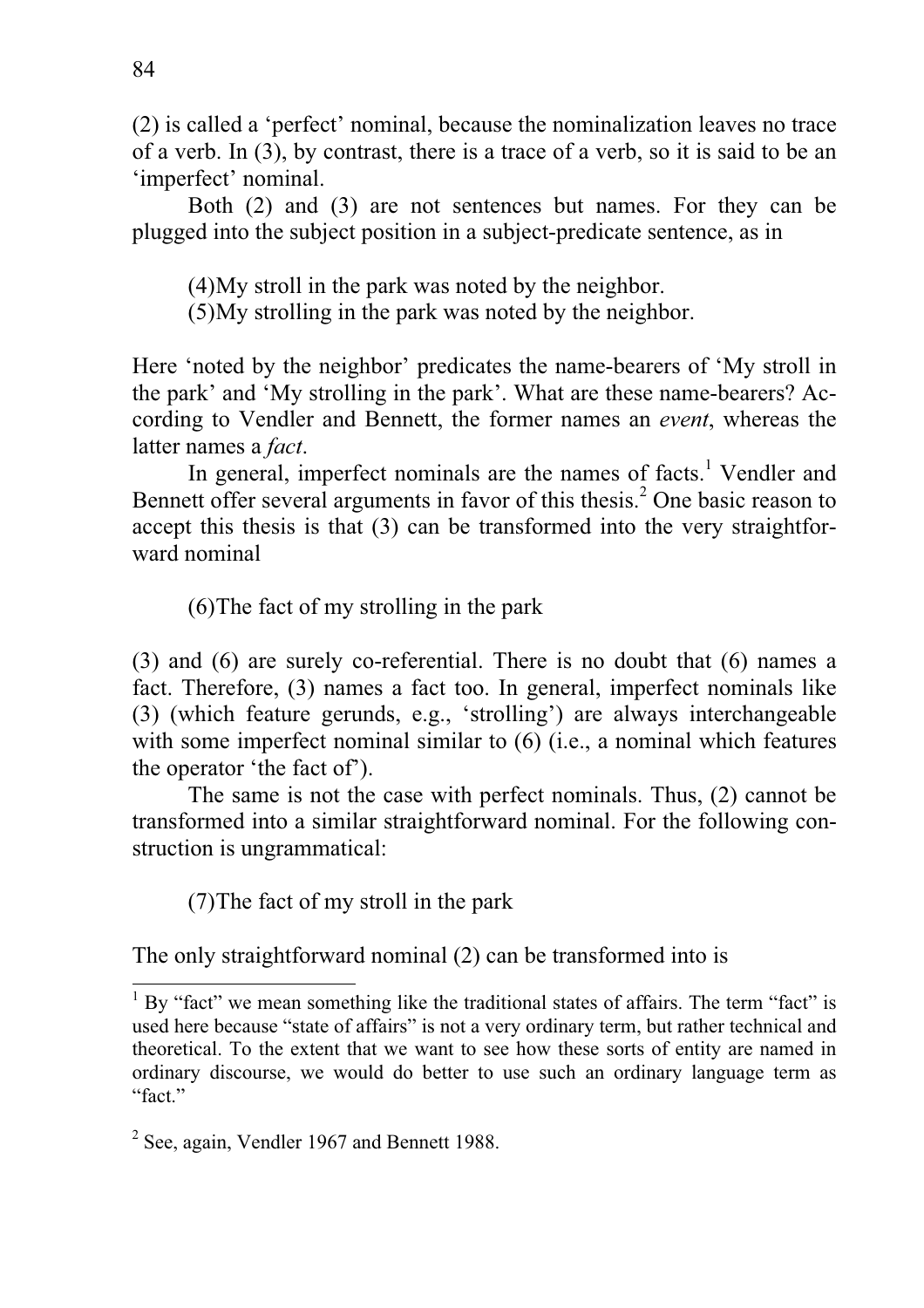(2) is called a 'perfect' nominal, because the nominalization leaves no trace of a verb. In (3), by contrast, there is a trace of a verb, so it is said to be an 'imperfect' nominal.

Both (2) and (3) are not sentences but names. For they can be plugged into the subject position in a subject-predicate sentence, as in

(4)My stroll in the park was noted by the neighbor.
(5)My strolling in the park was noted by the neighbor.

Here 'noted by the neighbor' predicates the name-bearers of 'My stroll in the park' and 'My strolling in the park'. What are these name-bearers? According to Vendler and Bennett, the former names an *event*, whereas the latter names a *fact*.

In general, imperfect nominals are the names of facts.[1] Vendler and Bennett offer several arguments in favor of this thesis.[2] One basic reason to accept this thesis is that (3) can be transformed into the very straightforward nominal

(6)The fact of my strolling in the park

(3) and (6) are surely co-referential. There is no doubt that (6) names a fact. Therefore, (3) names a fact too. In general, imperfect nominals like (3) (which feature gerunds, e.g., 'strolling') are always interchangeable with some imperfect nominal similar to (6) (i.e., a nominal which features the operator 'the fact of').

The same is not the case with perfect nominals. Thus, (2) cannot be transformed into a similar straightforward nominal. For the following construction is ungrammatical:

(7)The fact of my stroll in the park

The only straightforward nominal (2) can be transformed into is

---

[1] By "fact" we mean something like the traditional states of affairs. The term "fact" is used here because "state of affairs" is not a very ordinary term, but rather technical and theoretical. To the extent that we want to see how these sorts of entity are named in ordinary discourse, we would do better to use such an ordinary language term as "fact."

[2] See, again, Vendler 1967 and Bennett 1988.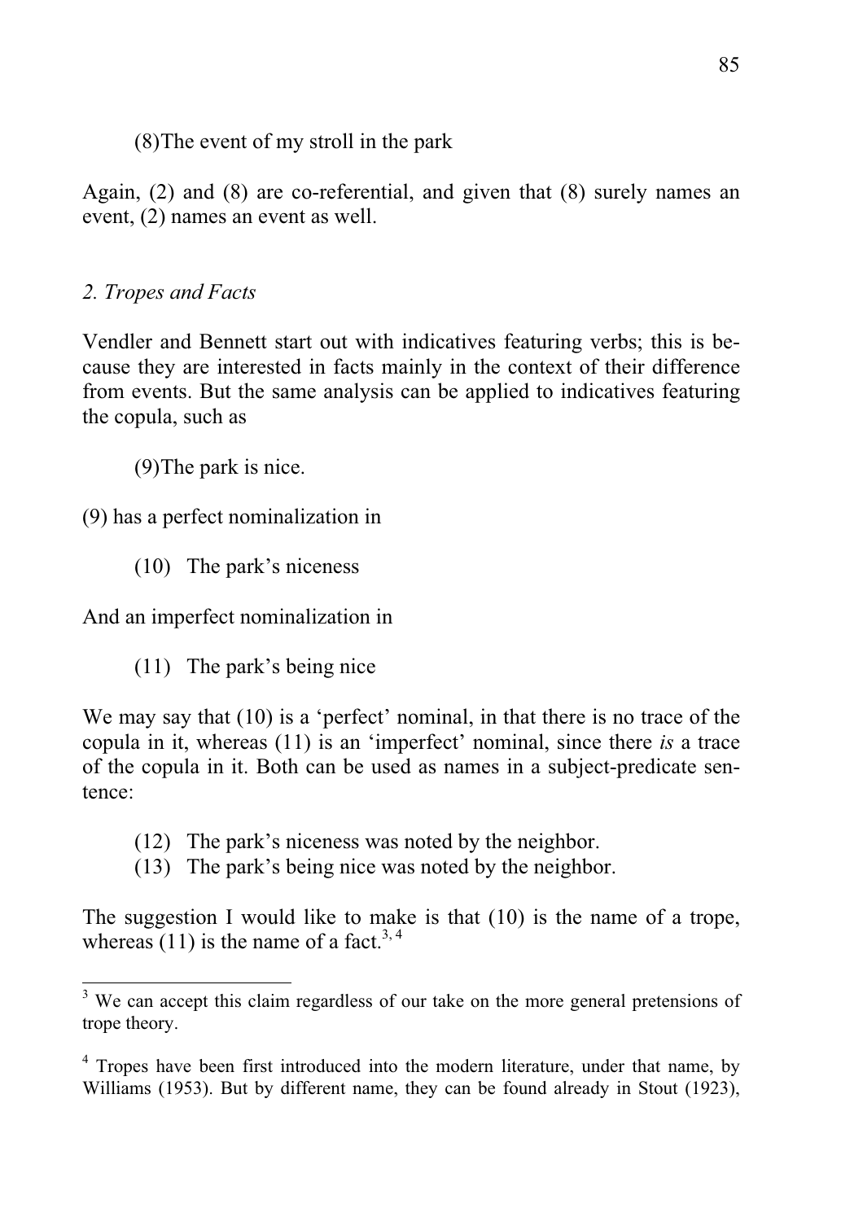(8)The event of my stroll in the park

Again, (2) and (8) are co-referential, and given that (8) surely names an event, (2) names an event as well.

*2. Tropes and Facts*

Vendler and Bennett start out with indicatives featuring verbs; this is because they are interested in facts mainly in the context of their difference from events. But the same analysis can be applied to indicatives featuring the copula, such as

(9)The park is nice.

(9) has a perfect nominalization in

(10) The park's niceness

And an imperfect nominalization in

(11) The park's being nice

We may say that (10) is a 'perfect' nominal, in that there is no trace of the copula in it, whereas (11) is an 'imperfect' nominal, since there *is* a trace of the copula in it. Both can be used as names in a subject-predicate sentence:

(12) The park's niceness was noted by the neighbor.
(13) The park's being nice was noted by the neighbor.

The suggestion I would like to make is that (10) is the name of a trope, whereas (11) is the name of a fact.[3, 4]

---

[3] We can accept this claim regardless of our take on the more general pretensions of trope theory.

[4] Tropes have been first introduced into the modern literature, under that name, by Williams (1953). But by different name, they can be found already in Stout (1923),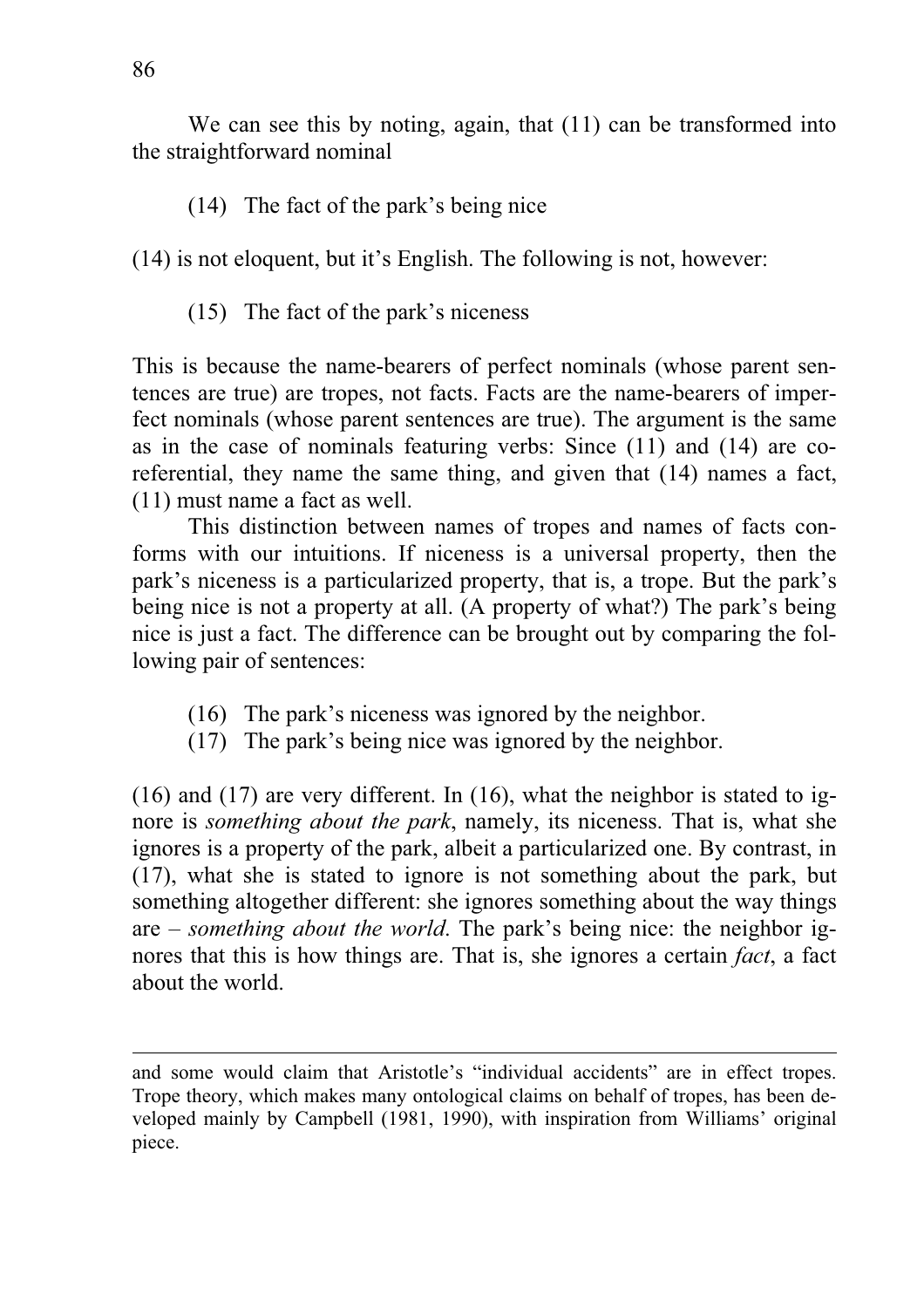We can see this by noting, again, that (11) can be transformed into the straightforward nominal

(14) The fact of the park's being nice

(14) is not eloquent, but it's English. The following is not, however:

(15) The fact of the park's niceness

This is because the name-bearers of perfect nominals (whose parent sentences are true) are tropes, not facts. Facts are the name-bearers of imperfect nominals (whose parent sentences are true). The argument is the same as in the case of nominals featuring verbs: Since (11) and (14) are co-referential, they name the same thing, and given that (14) names a fact, (11) must name a fact as well.

This distinction between names of tropes and names of facts conforms with our intuitions. If niceness is a universal property, then the park's niceness is a particularized property, that is, a trope. But the park's being nice is not a property at all. (A property of what?) The park's being nice is just a fact. The difference can be brought out by comparing the following pair of sentences:

(16) The park's niceness was ignored by the neighbor.
(17) The park's being nice was ignored by the neighbor.

(16) and (17) are very different. In (16), what the neighbor is stated to ignore is *something about the park*, namely, its niceness. That is, what she ignores is a property of the park, albeit a particularized one. By contrast, in (17), what she is stated to ignore is not something about the park, but something altogether different: she ignores something about the way things are – *something about the world*. The park's being nice: the neighbor ignores that this is how things are. That is, she ignores a certain *fact*, a fact about the world.

---

and some would claim that Aristotle's "individual accidents" are in effect tropes. Trope theory, which makes many ontological claims on behalf of tropes, has been developed mainly by Campbell (1981, 1990), with inspiration from Williams' original piece.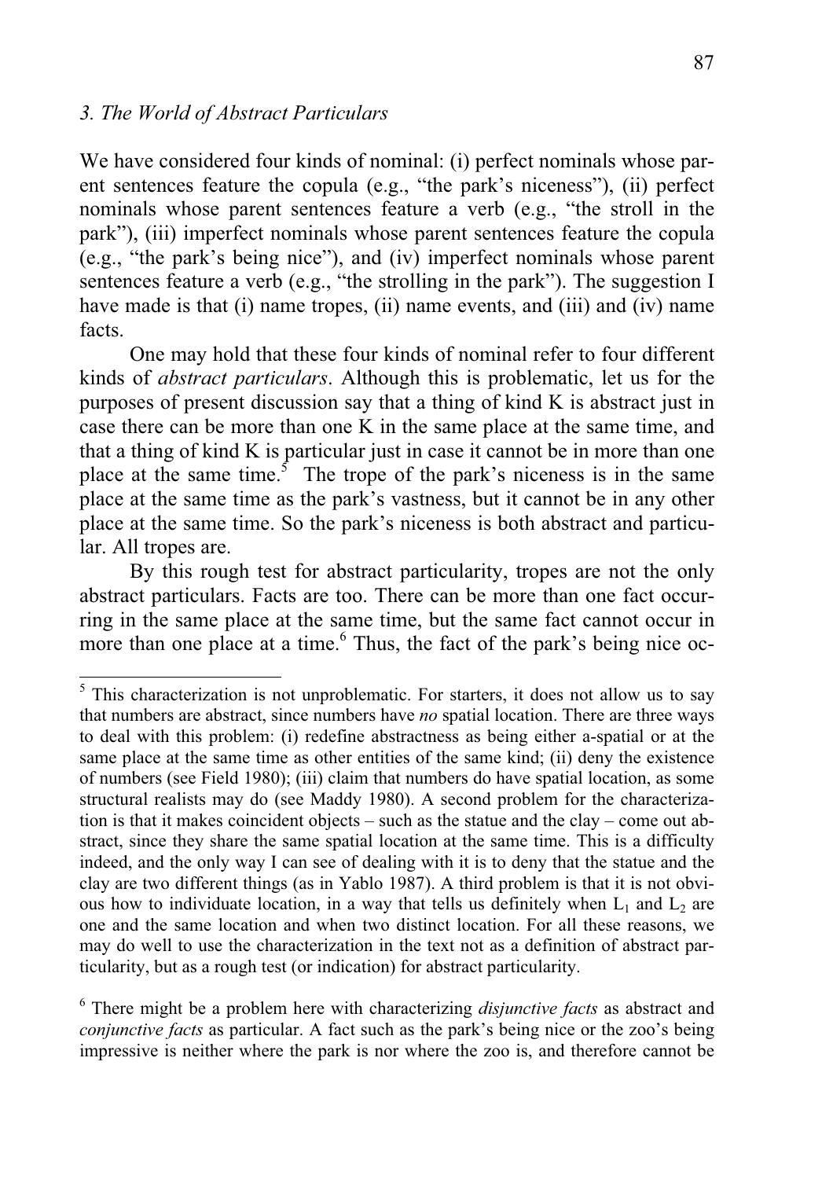### *3. The World of Abstract Particulars*

We have considered four kinds of nominal: (i) perfect nominals whose parent sentences feature the copula (e.g., "the park's niceness"), (ii) perfect nominals whose parent sentences feature a verb (e.g., "the stroll in the park"), (iii) imperfect nominals whose parent sentences feature the copula (e.g., "the park's being nice"), and (iv) imperfect nominals whose parent sentences feature a verb (e.g., "the strolling in the park"). The suggestion I have made is that (i) name tropes, (ii) name events, and (iii) and (iv) name facts.

One may hold that these four kinds of nominal refer to four different kinds of *abstract particulars*. Although this is problematic, let us for the purposes of present discussion say that a thing of kind K is abstract just in case there can be more than one K in the same place at the same time, and that a thing of kind K is particular just in case it cannot be in more than one place at the same time.[5] The trope of the park's niceness is in the same place at the same time as the park's vastness, but it cannot be in any other place at the same time. So the park's niceness is both abstract and particular. All tropes are.

By this rough test for abstract particularity, tropes are not the only abstract particulars. Facts are too. There can be more than one fact occurring in the same place at the same time, but the same fact cannot occur in more than one place at a time.[6] Thus, the fact of the park's being nice oc-

---

[5] This characterization is not unproblematic. For starters, it does not allow us to say that numbers are abstract, since numbers have *no* spatial location. There are three ways to deal with this problem: (i) redefine abstractness as being either a-spatial or at the same place at the same time as other entities of the same kind; (ii) deny the existence of numbers (see Field 1980); (iii) claim that numbers do have spatial location, as some structural realists may do (see Maddy 1980). A second problem for the characterization is that it makes coincident objects – such as the statue and the clay – come out abstract, since they share the same spatial location at the same time. This is a difficulty indeed, and the only way I can see of dealing with it is to deny that the statue and the clay are two different things (as in Yablo 1987). A third problem is that it is not obvious how to individuate location, in a way that tells us definitely when $L_1$ and $L_2$ are one and the same location and when two distinct location. For all these reasons, we may do well to use the characterization in the text not as a definition of abstract particularity, but as a rough test (or indication) for abstract particularity.

[6] There might be a problem here with characterizing *disjunctive facts* as abstract and *conjunctive facts* as particular. A fact such as the park's being nice or the zoo's being impressive is neither where the park is nor where the zoo is, and therefore cannot be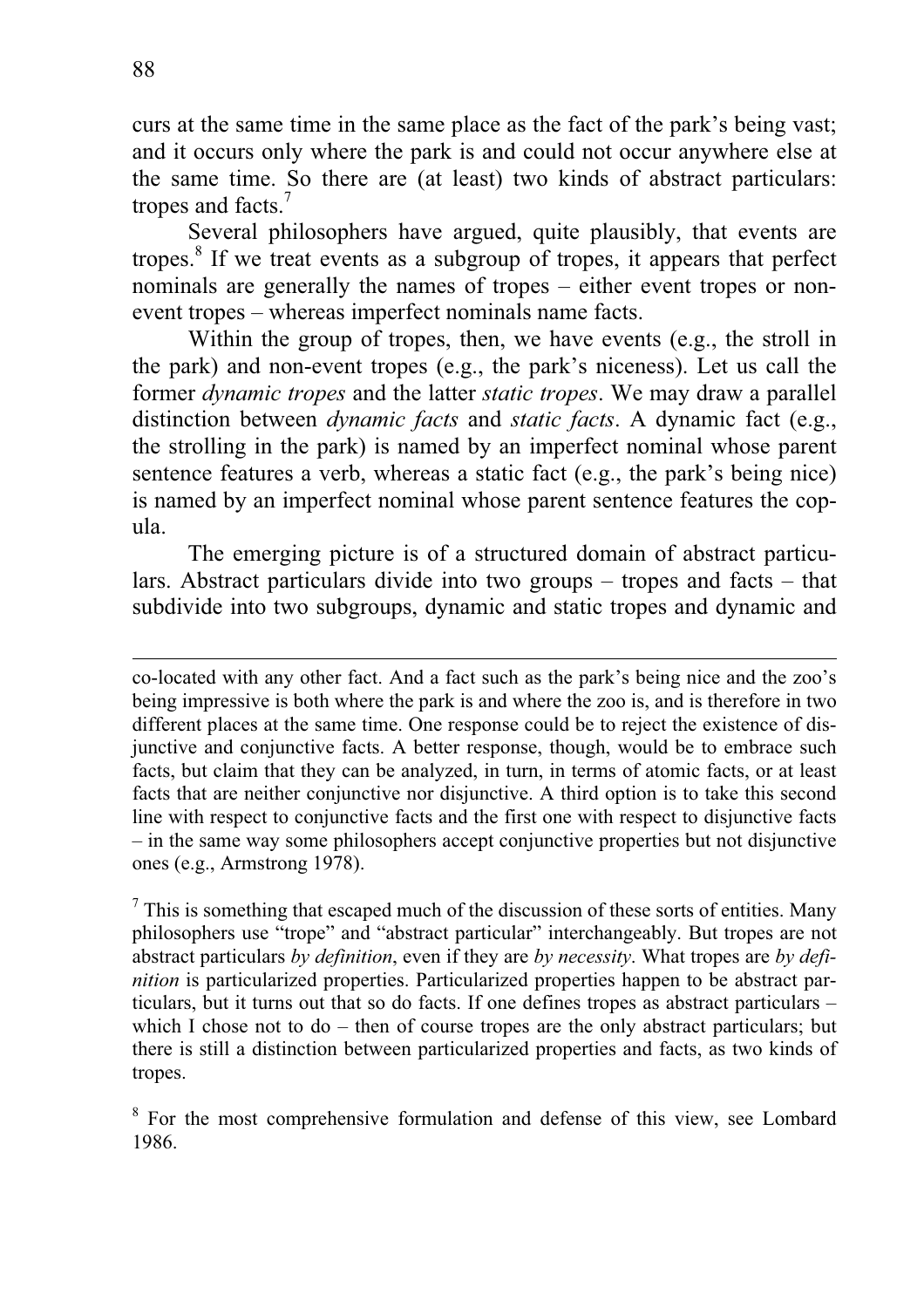curs at the same time in the same place as the fact of the park's being vast; and it occurs only where the park is and could not occur anywhere else at the same time. So there are (at least) two kinds of abstract particulars: tropes and facts.[7]

Several philosophers have argued, quite plausibly, that events are tropes.[8] If we treat events as a subgroup of tropes, it appears that perfect nominals are generally the names of tropes – either event tropes or non-event tropes – whereas imperfect nominals name facts.

Within the group of tropes, then, we have events (e.g., the stroll in the park) and non-event tropes (e.g., the park's niceness). Let us call the former *dynamic tropes* and the latter *static tropes*. We may draw a parallel distinction between *dynamic facts* and *static facts*. A dynamic fact (e.g., the strolling in the park) is named by an imperfect nominal whose parent sentence features a verb, whereas a static fact (e.g., the park's being nice) is named by an imperfect nominal whose parent sentence features the copula.

The emerging picture is of a structured domain of abstract particulars. Abstract particulars divide into two groups – tropes and facts – that subdivide into two subgroups, dynamic and static tropes and dynamic and

---

co-located with any other fact. And a fact such as the park's being nice and the zoo's being impressive is both where the park is and where the zoo is, and is therefore in two different places at the same time. One response could be to reject the existence of disjunctive and conjunctive facts. A better response, though, would be to embrace such facts, but claim that they can be analyzed, in turn, in terms of atomic facts, or at least facts that are neither conjunctive nor disjunctive. A third option is to take this second line with respect to conjunctive facts and the first one with respect to disjunctive facts – in the same way some philosophers accept conjunctive properties but not disjunctive ones (e.g., Armstrong 1978).

[7] This is something that escaped much of the discussion of these sorts of entities. Many philosophers use "trope" and "abstract particular" interchangeably. But tropes are not abstract particulars *by definition*, even if they are *by necessity*. What tropes are *by definition* is particularized properties. Particularized properties happen to be abstract particulars, but it turns out that so do facts. If one defines tropes as abstract particulars – which I chose not to do – then of course tropes are the only abstract particulars; but there is still a distinction between particularized properties and facts, as two kinds of tropes.

[8] For the most comprehensive formulation and defense of this view, see Lombard 1986.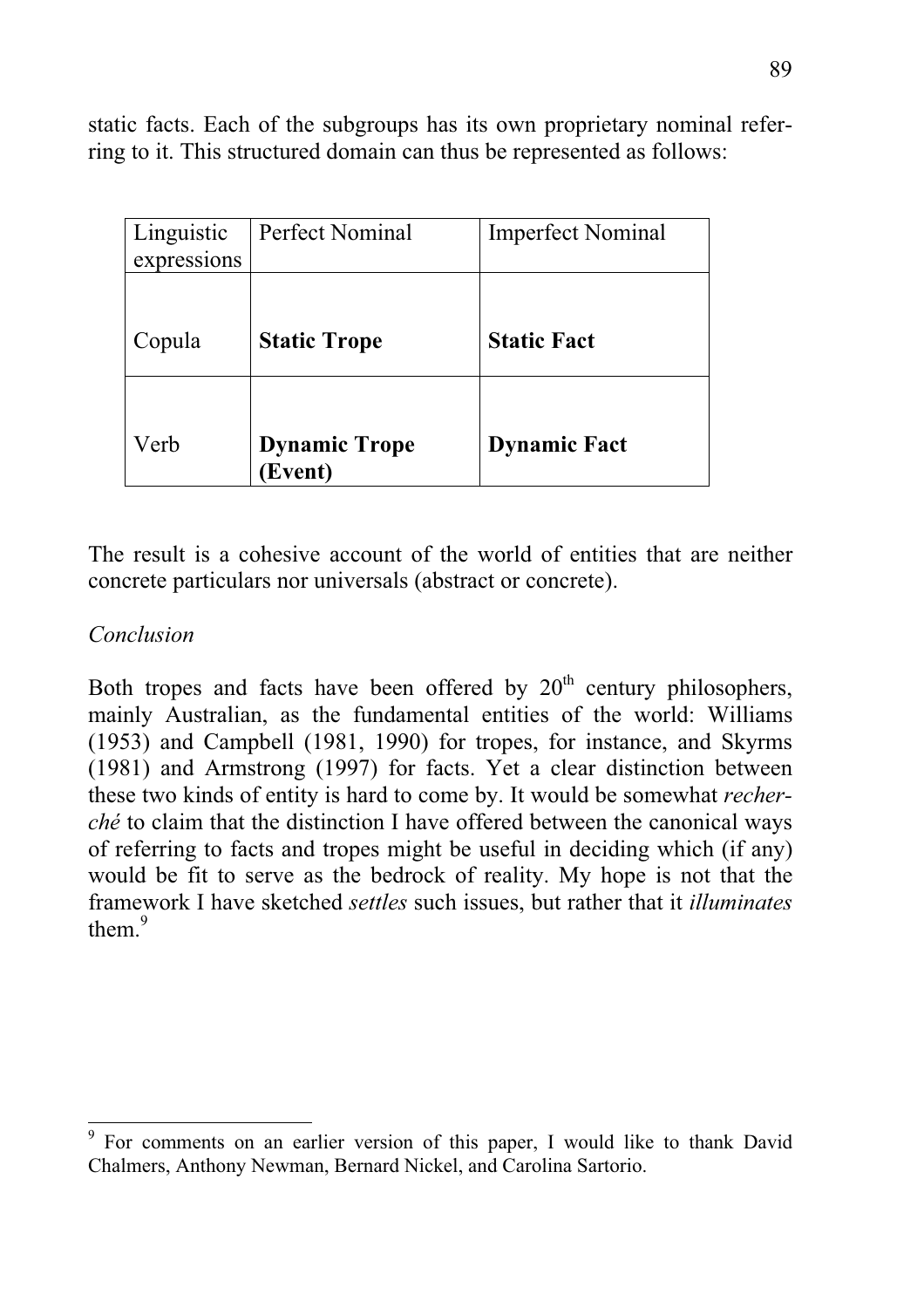static facts. Each of the subgroups has its own proprietary nominal referring to it. This structured domain can thus be represented as follows:

| Linguistic expressions | Perfect Nominal | Imperfect Nominal |
|---|---|---|
| Copula | **Static Trope** | **Static Fact** |
| Verb | **Dynamic Trope (Event)** | **Dynamic Fact** |

The result is a cohesive account of the world of entities that are neither concrete particulars nor universals (abstract or concrete).

*Conclusion*

Both tropes and facts have been offered by 20th century philosophers, mainly Australian, as the fundamental entities of the world: Williams (1953) and Campbell (1981, 1990) for tropes, for instance, and Skyrms (1981) and Armstrong (1997) for facts. Yet a clear distinction between these two kinds of entity is hard to come by. It would be somewhat *recherché* to claim that the distinction I have offered between the canonical ways of referring to facts and tropes might be useful in deciding which (if any) would be fit to serve as the bedrock of reality. My hope is not that the framework I have sketched *settles* such issues, but rather that it *illuminates* them.[9]

---

[9] For comments on an earlier version of this paper, I would like to thank David Chalmers, Anthony Newman, Bernard Nickel, and Carolina Sartorio.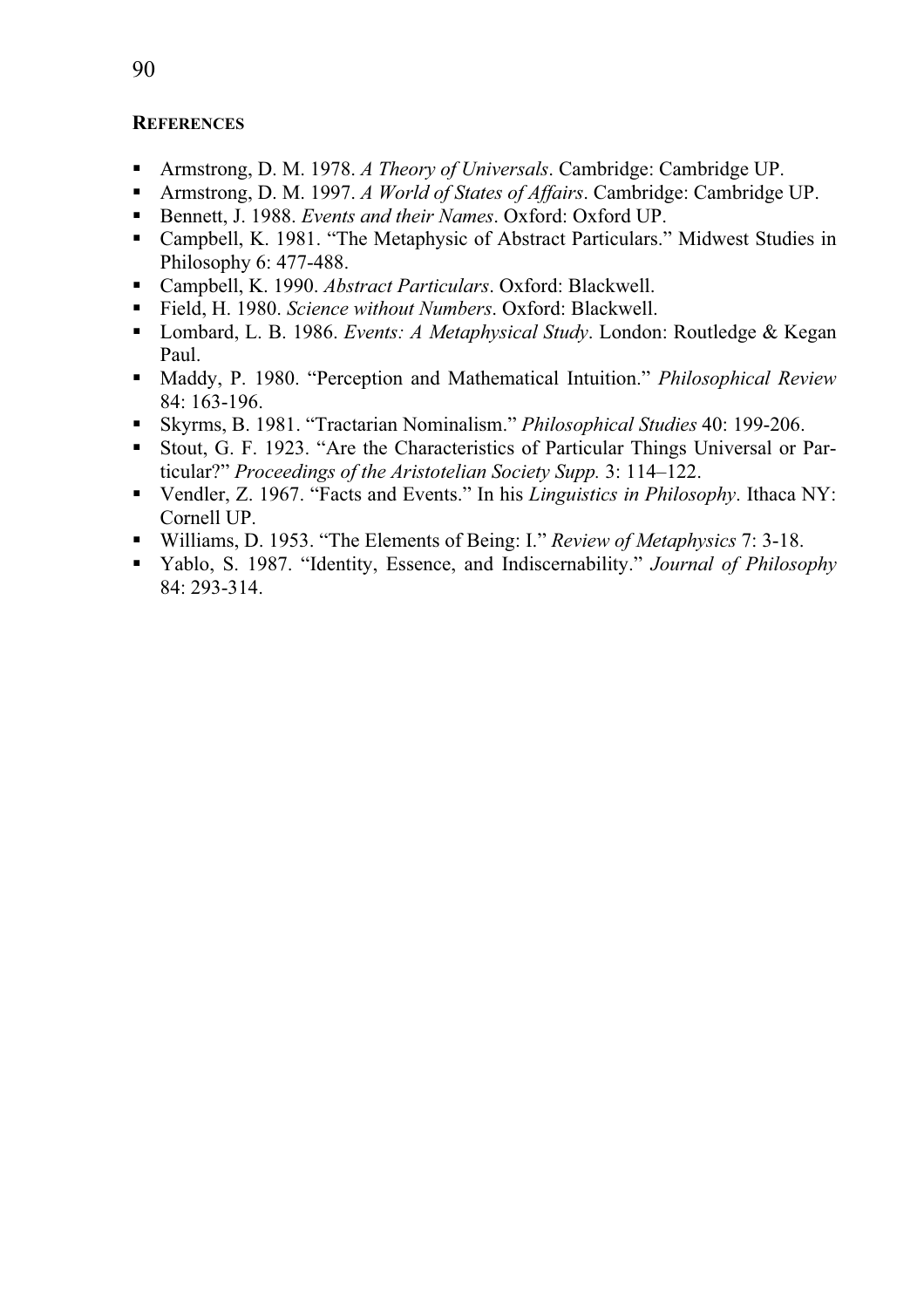**REFERENCES**

- Armstrong, D. M. 1978. *A Theory of Universals*. Cambridge: Cambridge UP.
- Armstrong, D. M. 1997. *A World of States of Affairs*. Cambridge: Cambridge UP.
- Bennett, J. 1988. *Events and their Names*. Oxford: Oxford UP.
- Campbell, K. 1981. "The Metaphysic of Abstract Particulars." Midwest Studies in Philosophy 6: 477-488.
- Campbell, K. 1990. *Abstract Particulars*. Oxford: Blackwell.
- Field, H. 1980. *Science without Numbers*. Oxford: Blackwell.
- Lombard, L. B. 1986. *Events: A Metaphysical Study*. London: Routledge & Kegan Paul.
- Maddy, P. 1980. "Perception and Mathematical Intuition." *Philosophical Review* 84: 163-196.
- Skyrms, B. 1981. "Tractarian Nominalism." *Philosophical Studies* 40: 199-206.
- Stout, G. F. 1923. "Are the Characteristics of Particular Things Universal or Particular?" *Proceedings of the Aristotelian Society Supp.* 3: 114–122.
- Vendler, Z. 1967. "Facts and Events." In his *Linguistics in Philosophy*. Ithaca NY: Cornell UP.
- Williams, D. 1953. "The Elements of Being: I." *Review of Metaphysics* 7: 3-18.
- Yablo, S. 1987. "Identity, Essence, and Indiscernability." *Journal of Philosophy* 84: 293-314.